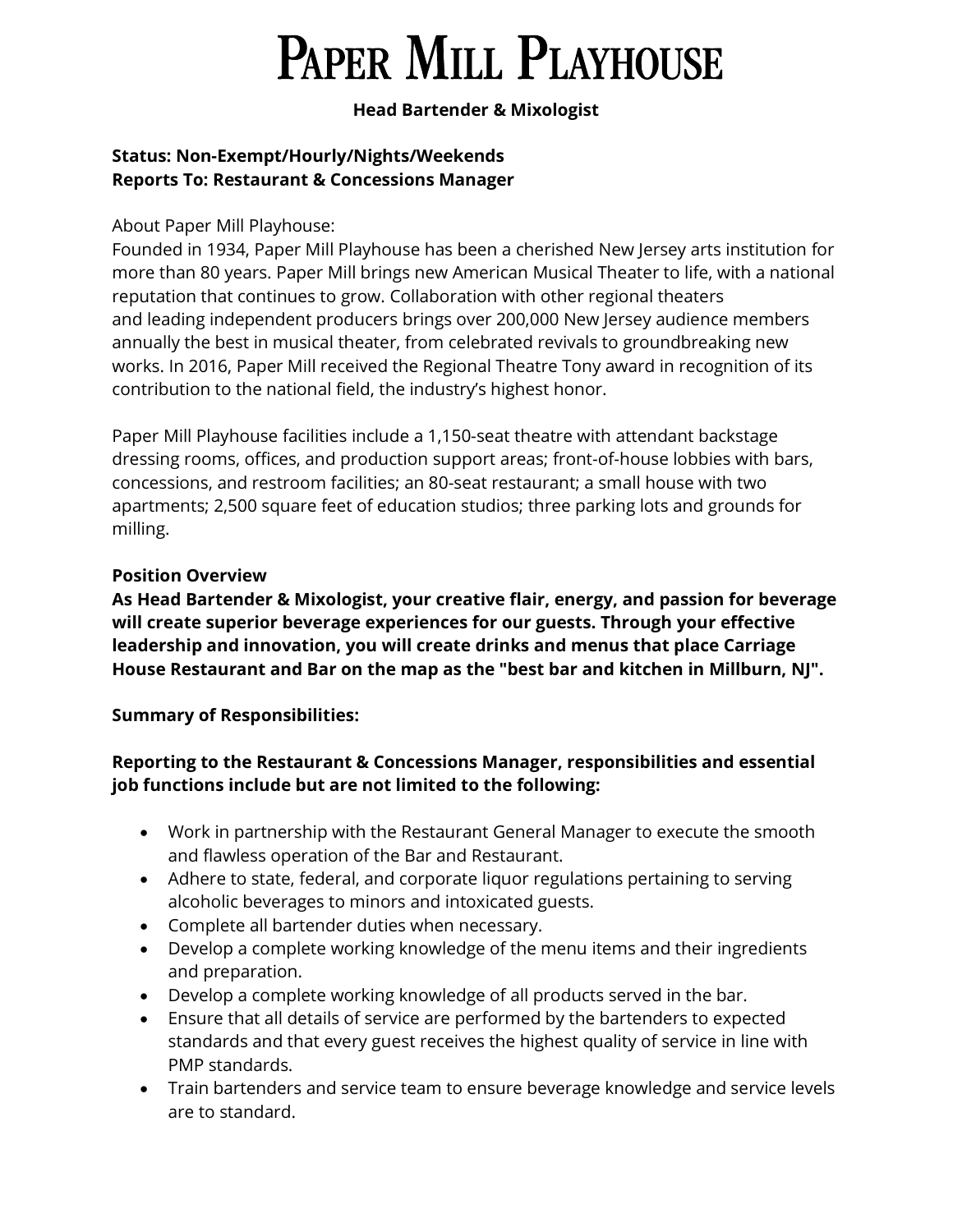# Paper Mill Playhouse

**Head Bartender & Mixologist**

**Status: Non-Exempt/Hourly/Nights/Weekends**
**Reports To: Restaurant & Concessions Manager**

About Paper Mill Playhouse:
Founded in 1934, Paper Mill Playhouse has been a cherished New Jersey arts institution for more than 80 years. Paper Mill brings new American Musical Theater to life, with a national reputation that continues to grow. Collaboration with other regional theaters and leading independent producers brings over 200,000 New Jersey audience members annually the best in musical theater, from celebrated revivals to groundbreaking new works. In 2016, Paper Mill received the Regional Theatre Tony award in recognition of its contribution to the national field, the industry's highest honor.

Paper Mill Playhouse facilities include a 1,150-seat theatre with attendant backstage dressing rooms, offices, and production support areas; front-of-house lobbies with bars, concessions, and restroom facilities; an 80-seat restaurant; a small house with two apartments; 2,500 square feet of education studios; three parking lots and grounds for milling.

**Position Overview**
**As Head Bartender & Mixologist, your creative flair, energy, and passion for beverage will create superior beverage experiences for our guests. Through your effective leadership and innovation, you will create drinks and menus that place Carriage House Restaurant and Bar on the map as the "best bar and kitchen in Millburn, NJ".**

**Summary of Responsibilities:**

**Reporting to the Restaurant & Concessions Manager, responsibilities and essential job functions include but are not limited to the following:**

- Work in partnership with the Restaurant General Manager to execute the smooth and flawless operation of the Bar and Restaurant.
- Adhere to state, federal, and corporate liquor regulations pertaining to serving alcoholic beverages to minors and intoxicated guests.
- Complete all bartender duties when necessary.
- Develop a complete working knowledge of the menu items and their ingredients and preparation.
- Develop a complete working knowledge of all products served in the bar.
- Ensure that all details of service are performed by the bartenders to expected standards and that every guest receives the highest quality of service in line with PMP standards.
- Train bartenders and service team to ensure beverage knowledge and service levels are to standard.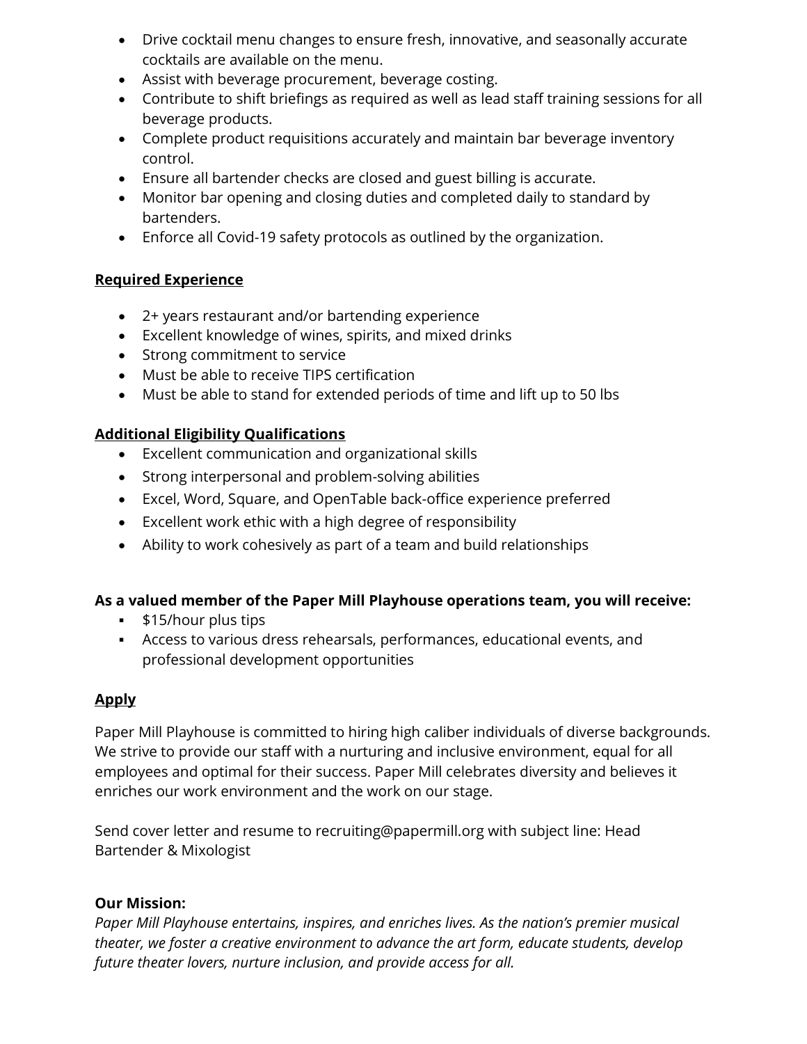- Drive cocktail menu changes to ensure fresh, innovative, and seasonally accurate cocktails are available on the menu.
- Assist with beverage procurement, beverage costing.
- Contribute to shift briefings as required as well as lead staff training sessions for all beverage products.
- Complete product requisitions accurately and maintain bar beverage inventory control.
- Ensure all bartender checks are closed and guest billing is accurate.
- Monitor bar opening and closing duties and completed daily to standard by bartenders.
- Enforce all Covid-19 safety protocols as outlined by the organization.

## Required Experience

- 2+ years restaurant and/or bartending experience
- Excellent knowledge of wines, spirits, and mixed drinks
- Strong commitment to service
- Must be able to receive TIPS certification
- Must be able to stand for extended periods of time and lift up to 50 lbs

## Additional Eligibility Qualifications

- Excellent communication and organizational skills
- Strong interpersonal and problem-solving abilities
- Excel, Word, Square, and OpenTable back-office experience preferred
- Excellent work ethic with a high degree of responsibility
- Ability to work cohesively as part of a team and build relationships

**As a valued member of the Paper Mill Playhouse operations team, you will receive:**

- $15/hour plus tips
- Access to various dress rehearsals, performances, educational events, and professional development opportunities

## Apply

Paper Mill Playhouse is committed to hiring high caliber individuals of diverse backgrounds. We strive to provide our staff with a nurturing and inclusive environment, equal for all employees and optimal for their success. Paper Mill celebrates diversity and believes it enriches our work environment and the work on our stage.

Send cover letter and resume to recruiting@papermill.org with subject line: Head Bartender & Mixologist

**Our Mission:**

*Paper Mill Playhouse entertains, inspires, and enriches lives. As the nation's premier musical theater, we foster a creative environment to advance the art form, educate students, develop future theater lovers, nurture inclusion, and provide access for all.*